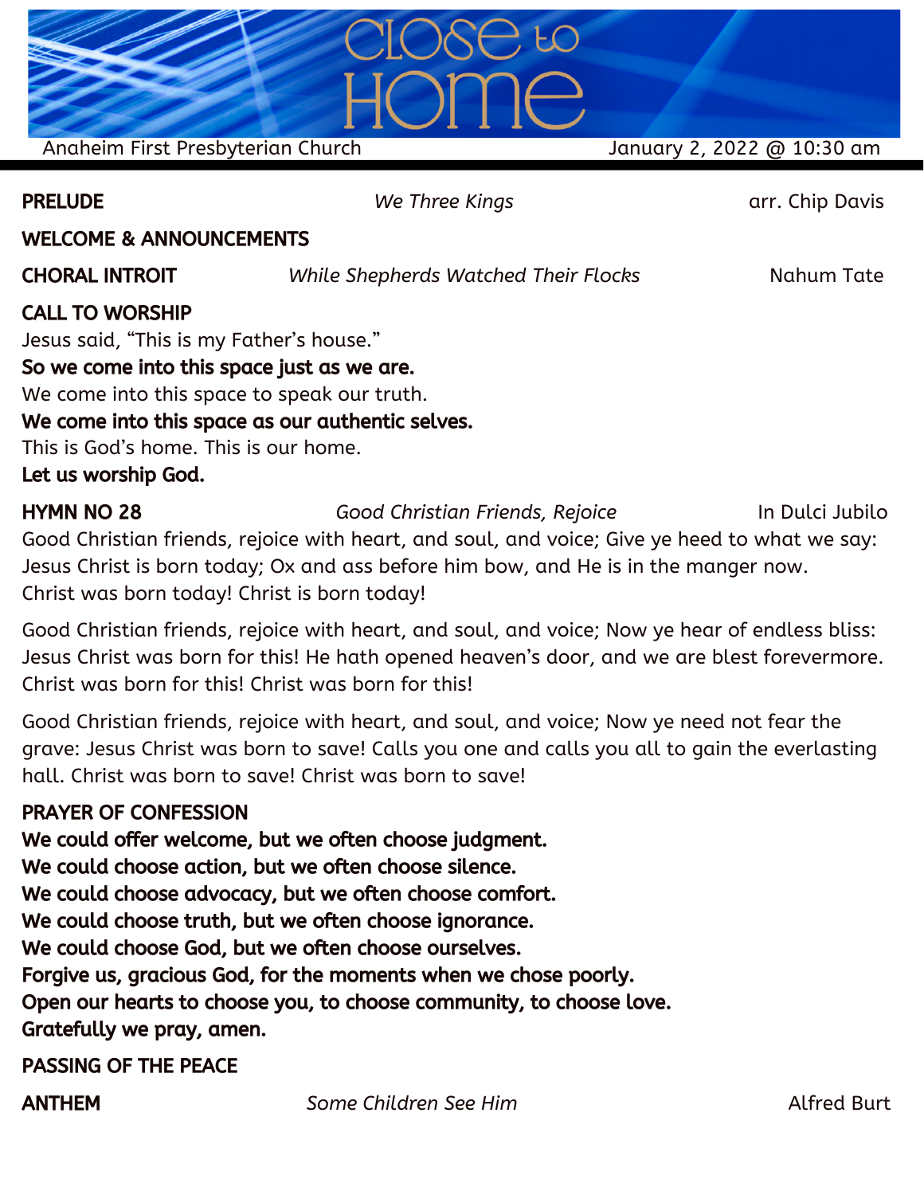# Close to Home

Anaheim First Presbyterian Church — January 2, 2022 @ 10:30 am

**PRELUDE** — *We Three Kings* — arr. Chip Davis

**WELCOME & ANNOUNCEMENTS**

**CHORAL INTROIT** — *While Shepherds Watched Their Flocks* — Nahum Tate

**CALL TO WORSHIP**

Jesus said, "This is my Father's house."
**So we come into this space just as we are.**
We come into this space to speak our truth.
**We come into this space as our authentic selves.**
This is God's home. This is our home.
**Let us worship God.**

**HYMN NO 28** — *Good Christian Friends, Rejoice* — In Dulci Jubilo

Good Christian friends, rejoice with heart, and soul, and voice; Give ye heed to what we say: Jesus Christ is born today; Ox and ass before him bow, and He is in the manger now. Christ was born today! Christ is born today!

Good Christian friends, rejoice with heart, and soul, and voice; Now ye hear of endless bliss: Jesus Christ was born for this! He hath opened heaven's door, and we are blest forevermore. Christ was born for this! Christ was born for this!

Good Christian friends, rejoice with heart, and soul, and voice; Now ye need not fear the grave: Jesus Christ was born to save! Calls you one and calls you all to gain the everlasting hall. Christ was born to save! Christ was born to save!

**PRAYER OF CONFESSION**

**We could offer welcome, but we often choose judgment.**
**We could choose action, but we often choose silence.**
**We could choose advocacy, but we often choose comfort.**
**We could choose truth, but we often choose ignorance.**
**We could choose God, but we often choose ourselves.**
**Forgive us, gracious God, for the moments when we chose poorly.**
**Open our hearts to choose you, to choose community, to choose love.**
**Gratefully we pray, amen.**

**PASSING OF THE PEACE**

**ANTHEM** — *Some Children See Him* — Alfred Burt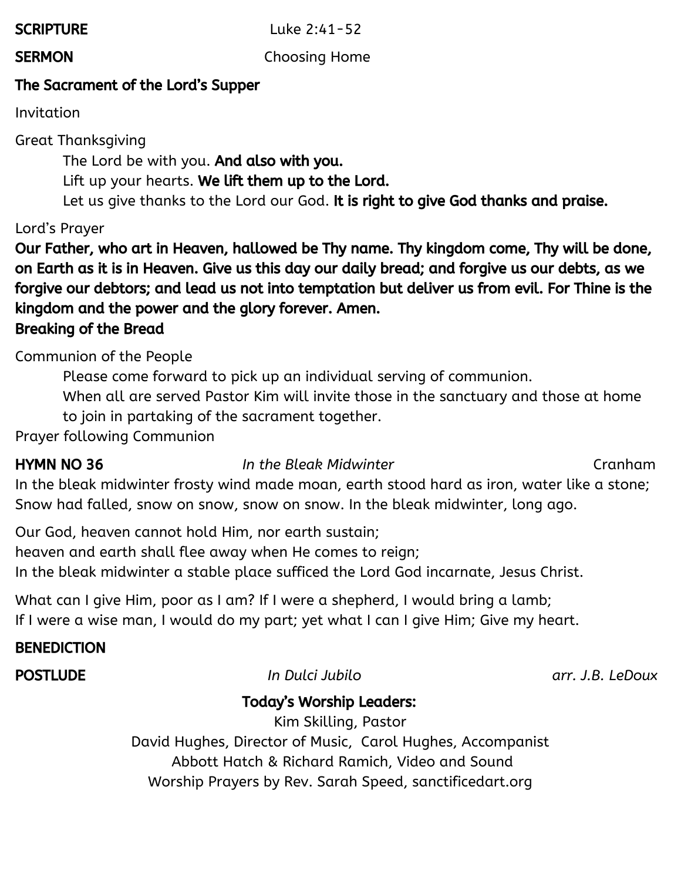**SCRIPTURE** Luke 2:41-52

**SERMON** Choosing Home

**The Sacrament of the Lord's Supper**

Invitation

Great Thanksgiving

The Lord be with you. **And also with you.**
Lift up your hearts. **We lift them up to the Lord.**
Let us give thanks to the Lord our God. **It is right to give God thanks and praise.**

Lord's Prayer

**Our Father, who art in Heaven, hallowed be Thy name. Thy kingdom come, Thy will be done, on Earth as it is in Heaven. Give us this day our daily bread; and forgive us our debts, as we forgive our debtors; and lead us not into temptation but deliver us from evil. For Thine is the kingdom and the power and the glory forever. Amen.**

**Breaking of the Bread**

Communion of the People

Please come forward to pick up an individual serving of communion.
When all are served Pastor Kim will invite those in the sanctuary and those at home to join in partaking of the sacrament together.

Prayer following Communion

**HYMN NO 36** *In the Bleak Midwinter* Cranham

In the bleak midwinter frosty wind made moan, earth stood hard as iron, water like a stone;
Snow had falled, snow on snow, snow on snow. In the bleak midwinter, long ago.

Our God, heaven cannot hold Him, nor earth sustain;
heaven and earth shall flee away when He comes to reign;
In the bleak midwinter a stable place sufficed the Lord God incarnate, Jesus Christ.

What can I give Him, poor as I am? If I were a shepherd, I would bring a lamb;
If I were a wise man, I would do my part; yet what I can I give Him; Give my heart.

**BENEDICTION**

**POSTLUDE** *In Dulci Jubilo* *arr. J.B. LeDoux*

**Today's Worship Leaders:**

Kim Skilling, Pastor
David Hughes, Director of Music, Carol Hughes, Accompanist
Abbott Hatch & Richard Ramich, Video and Sound
Worship Prayers by Rev. Sarah Speed, sanctificedart.org